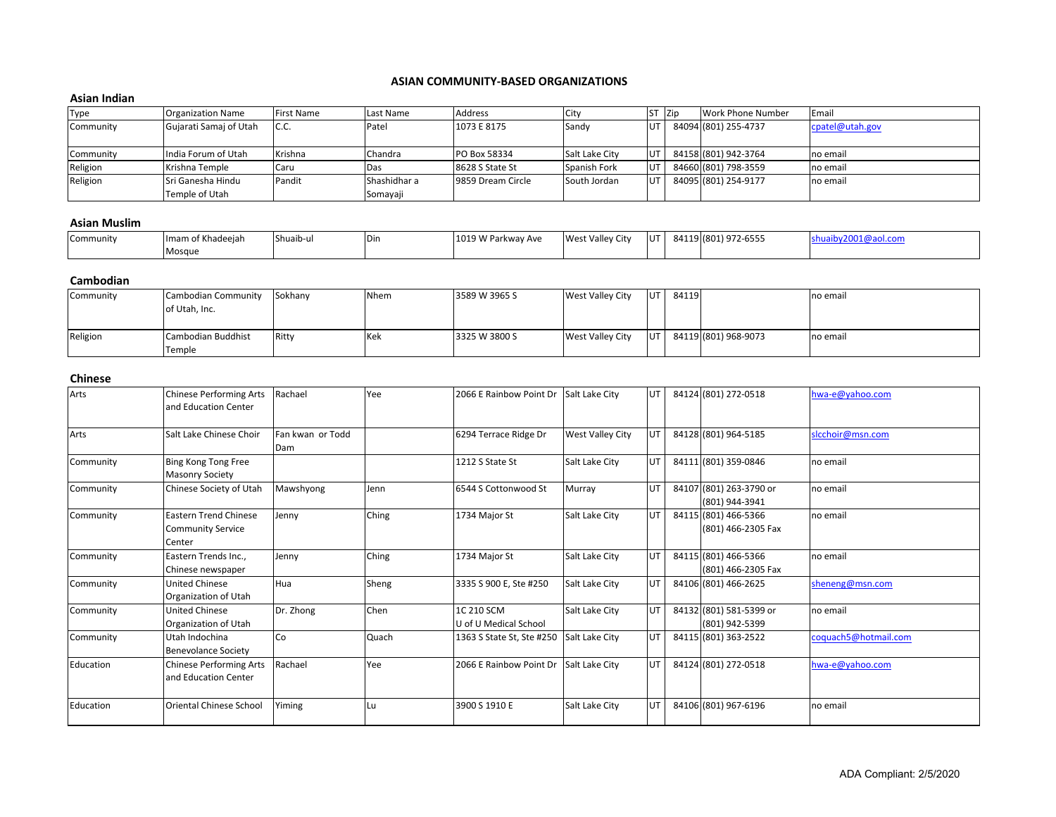# ASIAN COMMUNITY-BASED ORGANIZATIONS

## Asian Indian

| Type | Organization Name | First Name | Last Name | Address | City | ST | Zip | Work Phone Number | Email |
|---|---|---|---|---|---|---|---|---|---|
| Community | Gujarati Samaj of Utah | C.C. | Patel | 1073 E 8175 | Sandy | UT | 84094 | (801) 255-4737 | cpatel@utah.gov |
| Community | India Forum of Utah | Krishna | Chandra | PO Box 58334 | Salt Lake City | UT | 84158 | (801) 942-3764 | no email |
| Religion | Krishna Temple | Caru | Das | 8628 S State St | Spanish Fork | UT | 84660 | (801) 798-3559 | no email |
| Religion | Sri Ganesha Hindu Temple of Utah | Pandit | Shashidhar a Somayaji | 9859 Dream Circle | South Jordan | UT | 84095 | (801) 254-9177 | no email |

## Asian Muslim

| Type | Organization Name | First Name | Last Name | Address | City | ST | Zip | Work Phone Number | Email |
|---|---|---|---|---|---|---|---|---|---|
| Community | Imam of Khadeejah Mosque | Shuaib-ul | Din | 1019 W Parkway Ave | West Valley City | UT | 84119 | (801) 972-6555 | shuaiby2001@aol.com |

## Cambodian

| Type | Organization Name | First Name | Last Name | Address | City | ST | Zip | Work Phone Number | Email |
|---|---|---|---|---|---|---|---|---|---|
| Community | Cambodian Community of Utah, Inc. | Sokhany | Nhem | 3589 W 3965 S | West Valley City | UT | 84119 | | no email |
| Religion | Cambodian Buddhist Temple | Ritty | Kek | 3325 W 3800 S | West Valley City | UT | 84119 | (801) 968-9073 | no email |

## Chinese

| Type | Organization Name | First Name | Last Name | Address | City | ST | Zip | Work Phone Number | Email |
|---|---|---|---|---|---|---|---|---|---|
| Arts | Chinese Performing Arts and Education Center | Rachael | Yee | 2066 E Rainbow Point Dr | Salt Lake City | UT | 84124 | (801) 272-0518 | hwa-e@yahoo.com |
| Arts | Salt Lake Chinese Choir | Fan kwan or Todd Dam | | 6294 Terrace Ridge Dr | West Valley City | UT | 84128 | (801) 964-5185 | slcchoir@msn.com |
| Community | Bing Kong Tong Free Masonry Society | | | 1212 S State St | Salt Lake City | UT | 84111 | (801) 359-0846 | no email |
| Community | Chinese Society of Utah | Mawshyong | Jenn | 6544 S Cottonwood St | Murray | UT | 84107 | (801) 263-3790 or (801) 944-3941 | no email |
| Community | Eastern Trend Chinese Community Service Center | Jenny | Ching | 1734 Major St | Salt Lake City | UT | 84115 | (801) 466-5366 (801) 466-2305 Fax | no email |
| Community | Eastern Trends Inc., Chinese newspaper | Jenny | Ching | 1734 Major St | Salt Lake City | UT | 84115 | (801) 466-5366 (801) 466-2305 Fax | no email |
| Community | United Chinese Organization of Utah | Hua | Sheng | 3335 S 900 E, Ste #250 | Salt Lake City | UT | 84106 | (801) 466-2625 | sheneng@msn.com |
| Community | United Chinese Organization of Utah | Dr. Zhong | Chen | 1C 210 SCM U of U Medical School | Salt Lake City | UT | 84132 | (801) 581-5399 or (801) 942-5399 | no email |
| Community | Utah Indochina Benevolance Society | Co | Quach | 1363 S State St, Ste #250 | Salt Lake City | UT | 84115 | (801) 363-2522 | coquach5@hotmail.com |
| Education | Chinese Performing Arts and Education Center | Rachael | Yee | 2066 E Rainbow Point Dr | Salt Lake City | UT | 84124 | (801) 272-0518 | hwa-e@yahoo.com |
| Education | Oriental Chinese School | Yiming | Lu | 3900 S 1910 E | Salt Lake City | UT | 84106 | (801) 967-6196 | no email |

ADA Compliant: 2/5/2020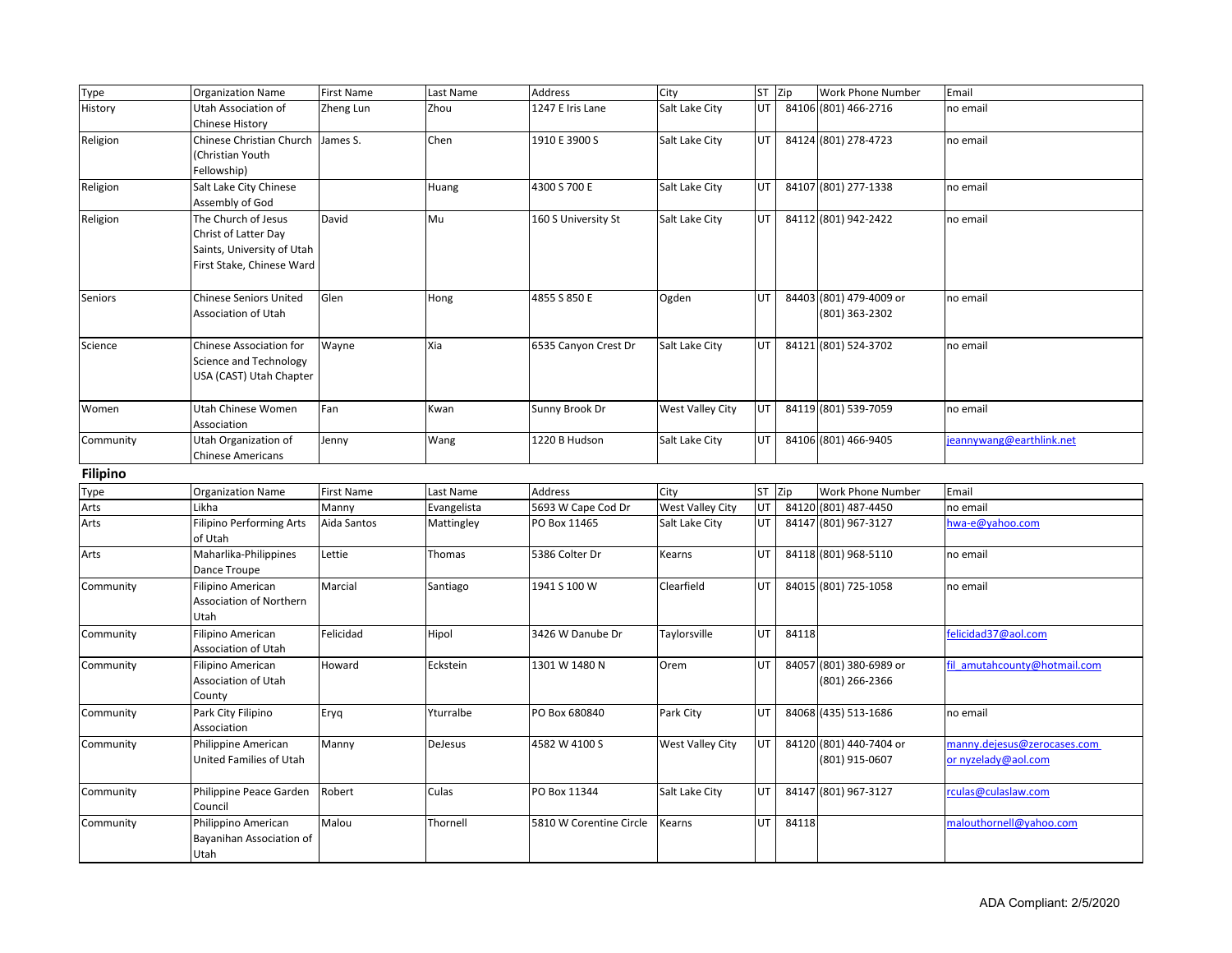| Type | Organization Name | First Name | Last Name | Address | City | ST | Zip | Work Phone Number | Email |
|---|---|---|---|---|---|---|---|---|---|
| History | Utah Association of Chinese History | Zheng Lun | Zhou | 1247 E Iris Lane | Salt Lake City | UT | 84106 | (801) 466-2716 | no email |
| Religion | Chinese Christian Church (Christian Youth Fellowship) | James S. | Chen | 1910 E 3900 S | Salt Lake City | UT | 84124 | (801) 278-4723 | no email |
| Religion | Salt Lake City Chinese Assembly of God | | Huang | 4300 S 700 E | Salt Lake City | UT | 84107 | (801) 277-1338 | no email |
| Religion | The Church of Jesus Christ of Latter Day Saints, University of Utah First Stake, Chinese Ward | David | Mu | 160 S University St | Salt Lake City | UT | 84112 | (801) 942-2422 | no email |
| Seniors | Chinese Seniors United Association of Utah | Glen | Hong | 4855 S 850 E | Ogden | UT | 84403 | (801) 479-4009 or (801) 363-2302 | no email |
| Science | Chinese Association for Science and Technology USA (CAST) Utah Chapter | Wayne | Xia | 6535 Canyon Crest Dr | Salt Lake City | UT | 84121 | (801) 524-3702 | no email |
| Women | Utah Chinese Women Association | Fan | Kwan | Sunny Brook Dr | West Valley City | UT | 84119 | (801) 539-7059 | no email |
| Community | Utah Organization of Chinese Americans | Jenny | Wang | 1220 B Hudson | Salt Lake City | UT | 84106 | (801) 466-9405 | jeannywang@earthlink.net |

**Filipino**

| Type | Organization Name | First Name | Last Name | Address | City | ST | Zip | Work Phone Number | Email |
|---|---|---|---|---|---|---|---|---|---|
| Arts | Likha | Manny | Evangelista | 5693 W Cape Cod Dr | West Valley City | UT | 84120 | (801) 487-4450 | no email |
| Arts | Filipino Performing Arts of Utah | Aida Santos | Mattingley | PO Box 11465 | Salt Lake City | UT | 84147 | (801) 967-3127 | hwa-e@yahoo.com |
| Arts | Maharlika-Philippines Dance Troupe | Lettie | Thomas | 5386 Colter Dr | Kearns | UT | 84118 | (801) 968-5110 | no email |
| Community | Filipino American Association of Northern Utah | Marcial | Santiago | 1941 S 100 W | Clearfield | UT | 84015 | (801) 725-1058 | no email |
| Community | Filipino American Association of Utah | Felicidad | Hipol | 3426 W Danube Dr | Taylorsville | UT | 84118 | | felicidad37@aol.com |
| Community | Filipino American Association of Utah County | Howard | Eckstein | 1301 W 1480 N | Orem | UT | 84057 | (801) 380-6989 or (801) 266-2366 | fil_amutahcounty@hotmail.com |
| Community | Park City Filipino Association | Eryq | Yturralbe | PO Box 680840 | Park City | UT | 84068 | (435) 513-1686 | no email |
| Community | Philippine American United Families of Utah | Manny | DeJesus | 4582 W 4100 S | West Valley City | UT | 84120 | (801) 440-7404 or (801) 915-0607 | manny.dejesus@zerocases.com or nyzelady@aol.com |
| Community | Philippine Peace Garden Council | Robert | Culas | PO Box 11344 | Salt Lake City | UT | 84147 | (801) 967-3127 | rculas@culaslaw.com |
| Community | Philippino American Bayanihan Association of Utah | Malou | Thornell | 5810 W Corentine Circle | Kearns | UT | 84118 | | malouthornell@yahoo.com |

ADA Compliant: 2/5/2020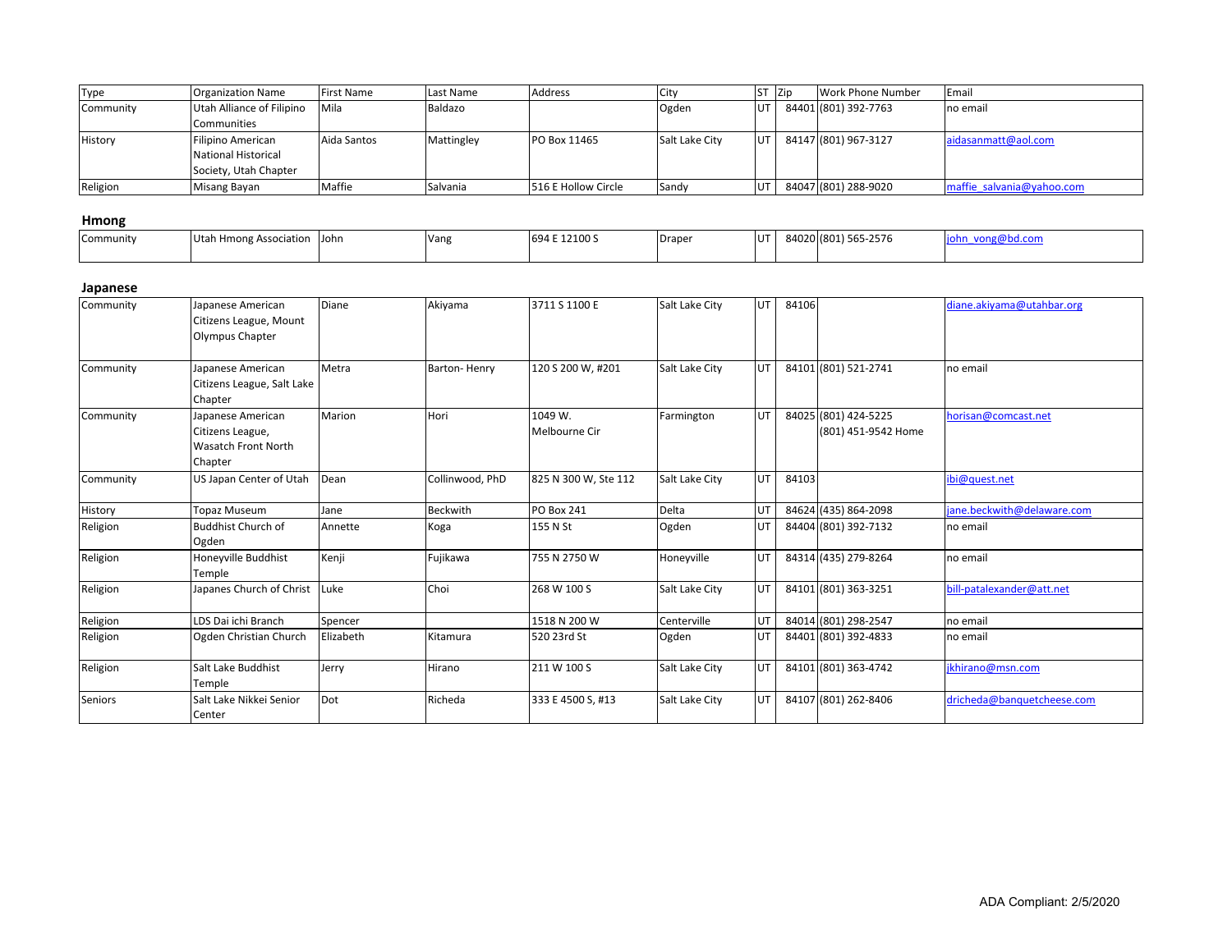| Type | Organization Name | First Name | Last Name | Address | City | ST | Zip | Work Phone Number | Email |
|---|---|---|---|---|---|---|---|---|---|
| Community | Utah Alliance of Filipino Communities | Mila | Baldazo | | Ogden | UT | 84401 | (801) 392-7763 | no email |
| History | Filipino American National Historical Society, Utah Chapter | Aida Santos | Mattingley | PO Box 11465 | Salt Lake City | UT | 84147 | (801) 967-3127 | aidasanmatt@aol.com |
| Religion | Misang Bayan | Maffie | Salvania | 516 E Hollow Circle | Sandy | UT | 84047 | (801) 288-9020 | maffie_salvania@yahoo.com |

## Hmong

| Type | Organization Name | First Name | Last Name | Address | City | ST | Zip | Work Phone Number | Email |
|---|---|---|---|---|---|---|---|---|---|
| Community | Utah Hmong Association | John | Vang | 694 E 12100 S | Draper | UT | 84020 | (801) 565-2576 | john_vong@bd.com |

## Japanese

| Type | Organization Name | First Name | Last Name | Address | City | ST | Zip | Work Phone Number | Email |
|---|---|---|---|---|---|---|---|---|---|
| Community | Japanese American Citizens League, Mount Olympus Chapter | Diane | Akiyama | 3711 S 1100 E | Salt Lake City | UT | 84106 | | diane.akiyama@utahbar.org |
| Community | Japanese American Citizens League, Salt Lake Chapter | Metra | Barton- Henry | 120 S 200 W, #201 | Salt Lake City | UT | 84101 | (801) 521-2741 | no email |
| Community | Japanese American Citizens League, Wasatch Front North Chapter | Marion | Hori | 1049 W. Melbourne Cir | Farmington | UT | 84025 | (801) 424-5225 (801) 451-9542 Home | horisan@comcast.net |
| Community | US Japan Center of Utah | Dean | Collinwood, PhD | 825 N 300 W, Ste 112 | Salt Lake City | UT | 84103 | | ibi@quest.net |
| History | Topaz Museum | Jane | Beckwith | PO Box 241 | Delta | UT | 84624 | (435) 864-2098 | jane.beckwith@delaware.com |
| Religion | Buddhist Church of Ogden | Annette | Koga | 155 N St | Ogden | UT | 84404 | (801) 392-7132 | no email |
| Religion | Honeyville Buddhist Temple | Kenji | Fujikawa | 755 N 2750 W | Honeyville | UT | 84314 | (435) 279-8264 | no email |
| Religion | Japanes Church of Christ | Luke | Choi | 268 W 100 S | Salt Lake City | UT | 84101 | (801) 363-3251 | bill-patalexander@att.net |
| Religion | LDS Dai ichi Branch | Spencer | | 1518 N 200 W | Centerville | UT | 84014 | (801) 298-2547 | no email |
| Religion | Ogden Christian Church | Elizabeth | Kitamura | 520 23rd St | Ogden | UT | 84401 | (801) 392-4833 | no email |
| Religion | Salt Lake Buddhist Temple | Jerry | Hirano | 211 W 100 S | Salt Lake City | UT | 84101 | (801) 363-4742 | jkhirano@msn.com |
| Seniors | Salt Lake Nikkei Senior Center | Dot | Richeda | 333 E 4500 S, #13 | Salt Lake City | UT | 84107 | (801) 262-8406 | dricheda@banquetcheese.com |

ADA Compliant: 2/5/2020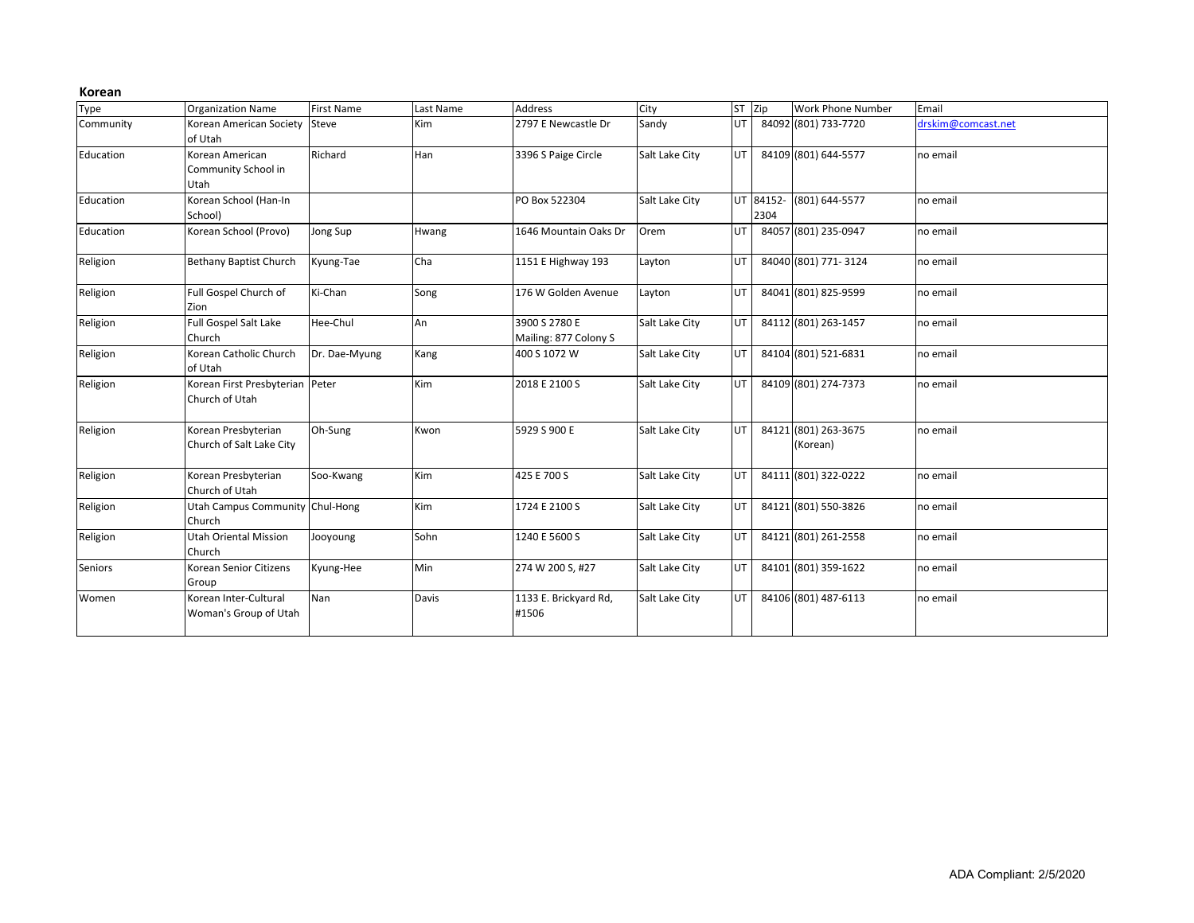**Korean**

| Type | Organization Name | First Name | Last Name | Address | City | ST | Zip | Work Phone Number | Email |
|---|---|---|---|---|---|---|---|---|---|
| Community | Korean American Society of Utah | Steve | Kim | 2797 E Newcastle Dr | Sandy | UT | 84092 | (801) 733-7720 | drskim@comcast.net |
| Education | Korean American Community School in Utah | Richard | Han | 3396 S Paige Circle | Salt Lake City | UT | 84109 | (801) 644-5577 | no email |
| Education | Korean School (Han-In School) | | | PO Box 522304 | Salt Lake City | UT | 84152-2304 | (801) 644-5577 | no email |
| Education | Korean School (Provo) | Jong Sup | Hwang | 1646 Mountain Oaks Dr | Orem | UT | 84057 | (801) 235-0947 | no email |
| Religion | Bethany Baptist Church | Kyung-Tae | Cha | 1151 E Highway 193 | Layton | UT | 84040 | (801) 771- 3124 | no email |
| Religion | Full Gospel Church of Zion | Ki-Chan | Song | 176 W Golden Avenue | Layton | UT | 84041 | (801) 825-9599 | no email |
| Religion | Full Gospel Salt Lake Church | Hee-Chul | An | 3900 S 2780 E Mailing: 877 Colony S | Salt Lake City | UT | 84112 | (801) 263-1457 | no email |
| Religion | Korean Catholic Church of Utah | Dr. Dae-Myung | Kang | 400 S 1072 W | Salt Lake City | UT | 84104 | (801) 521-6831 | no email |
| Religion | Korean First Presbyterian Church of Utah | Peter | Kim | 2018 E 2100 S | Salt Lake City | UT | 84109 | (801) 274-7373 | no email |
| Religion | Korean Presbyterian Church of Salt Lake City | Oh-Sung | Kwon | 5929 S 900 E | Salt Lake City | UT | 84121 | (801) 263-3675 (Korean) | no email |
| Religion | Korean Presbyterian Church of Utah | Soo-Kwang | Kim | 425 E 700 S | Salt Lake City | UT | 84111 | (801) 322-0222 | no email |
| Religion | Utah Campus Community Church | Chul-Hong | Kim | 1724 E 2100 S | Salt Lake City | UT | 84121 | (801) 550-3826 | no email |
| Religion | Utah Oriental Mission Church | Jooyoung | Sohn | 1240 E 5600 S | Salt Lake City | UT | 84121 | (801) 261-2558 | no email |
| Seniors | Korean Senior Citizens Group | Kyung-Hee | Min | 274 W 200 S, #27 | Salt Lake City | UT | 84101 | (801) 359-1622 | no email |
| Women | Korean Inter-Cultural Woman's Group of Utah | Nan | Davis | 1133 E. Brickyard Rd, #1506 | Salt Lake City | UT | 84106 | (801) 487-6113 | no email |

ADA Compliant: 2/5/2020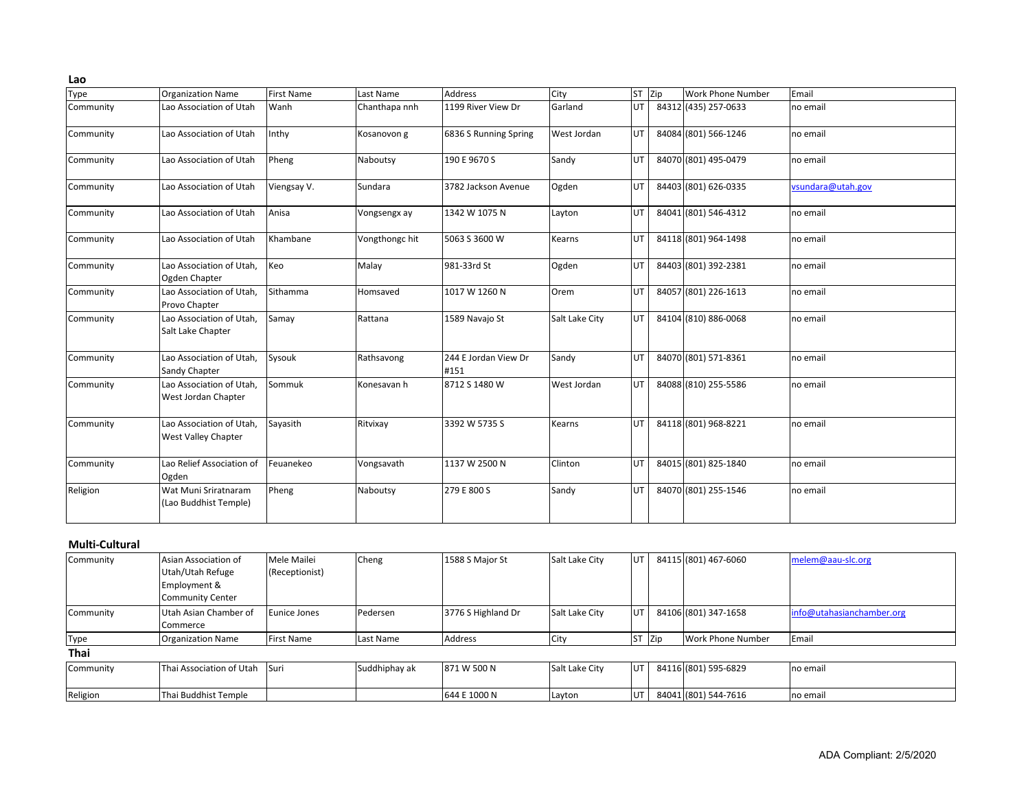### Lao

| Type | Organization Name | First Name | Last Name | Address | City | ST | Zip | Work Phone Number | Email |
|---|---|---|---|---|---|---|---|---|---|
| Community | Lao Association of Utah | Wanh | Chanthapa nnh | 1199 River View Dr | Garland | UT | 84312 | (435) 257-0633 | no email |
| Community | Lao Association of Utah | Inthy | Kosanovon g | 6836 S Running Spring | West Jordan | UT | 84084 | (801) 566-1246 | no email |
| Community | Lao Association of Utah | Pheng | Naboutsy | 190 E 9670 S | Sandy | UT | 84070 | (801) 495-0479 | no email |
| Community | Lao Association of Utah | Viengsay V. | Sundara | 3782 Jackson Avenue | Ogden | UT | 84403 | (801) 626-0335 | vsundara@utah.gov |
| Community | Lao Association of Utah | Anisa | Vongsengx ay | 1342 W 1075 N | Layton | UT | 84041 | (801) 546-4312 | no email |
| Community | Lao Association of Utah | Khambane | Vongthongc hit | 5063 S 3600 W | Kearns | UT | 84118 | (801) 964-1498 | no email |
| Community | Lao Association of Utah, Ogden Chapter | Keo | Malay | 981-33rd St | Ogden | UT | 84403 | (801) 392-2381 | no email |
| Community | Lao Association of Utah, Provo Chapter | Sithamma | Homsaved | 1017 W 1260 N | Orem | UT | 84057 | (801) 226-1613 | no email |
| Community | Lao Association of Utah, Salt Lake Chapter | Samay | Rattana | 1589 Navajo St | Salt Lake City | UT | 84104 | (810) 886-0068 | no email |
| Community | Lao Association of Utah, Sandy Chapter | Sysouk | Rathsavong | 244 E Jordan View Dr #151 | Sandy | UT | 84070 | (801) 571-8361 | no email |
| Community | Lao Association of Utah, West Jordan Chapter | Sommuk | Konesavan h | 8712 S 1480 W | West Jordan | UT | 84088 | (810) 255-5586 | no email |
| Community | Lao Association of Utah, West Valley Chapter | Sayasith | Ritvixay | 3392 W 5735 S | Kearns | UT | 84118 | (801) 968-8221 | no email |
| Community | Lao Relief Association of Ogden | Feuanekeo | Vongsavath | 1137 W 2500 N | Clinton | UT | 84015 | (801) 825-1840 | no email |
| Religion | Wat Muni Sriratnaram (Lao Buddhist Temple) | Pheng | Naboutsy | 279 E 800 S | Sandy | UT | 84070 | (801) 255-1546 | no email |

### Multi-Cultural

| Type | Organization Name | First Name | Last Name | Address | City | ST | Zip | Work Phone Number | Email |
|---|---|---|---|---|---|---|---|---|---|
| Community | Asian Association of Utah/Utah Refuge Employment & Community Center | Mele Mailei (Receptionist) | Cheng | 1588 S Major St | Salt Lake City | UT | 84115 | (801) 467-6060 | melem@aau-slc.org |
| Community | Utah Asian Chamber of Commerce | Eunice Jones | Pedersen | 3776 S Highland Dr | Salt Lake City | UT | 84106 | (801) 347-1658 | info@utahasianchamber.org |

### Thai

| Type | Organization Name | First Name | Last Name | Address | City | ST | Zip | Work Phone Number | Email |
|---|---|---|---|---|---|---|---|---|---|
| Community | Thai Association of Utah | Suri | Suddhiphay ak | 871 W 500 N | Salt Lake City | UT | 84116 | (801) 595-6829 | no email |
| Religion | Thai Buddhist Temple | | | 644 E 1000 N | Layton | UT | 84041 | (801) 544-7616 | no email |

ADA Compliant: 2/5/2020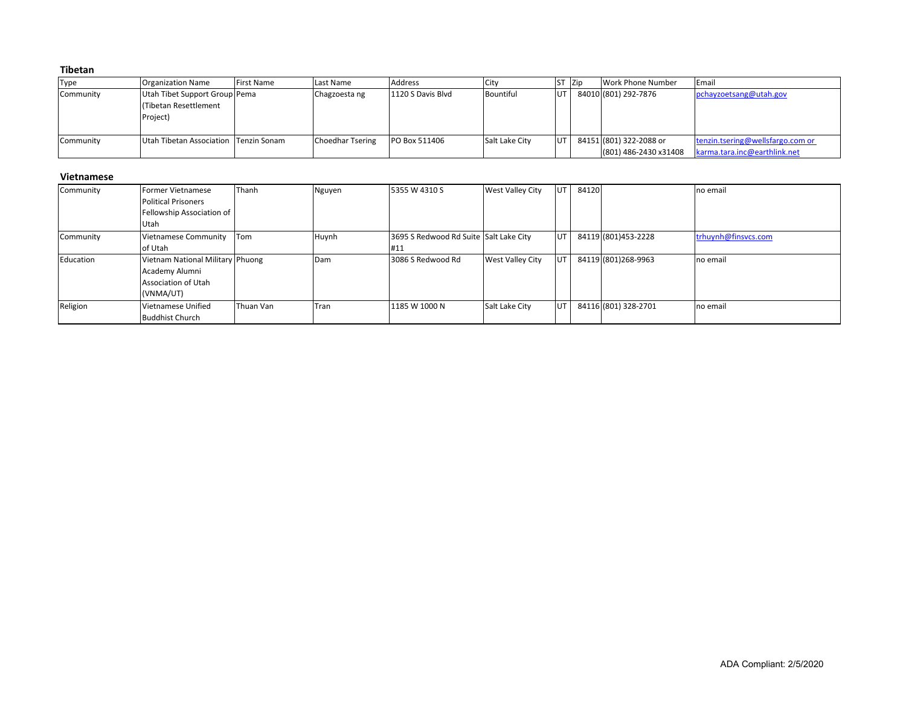### Tibetan

| Type | Organization Name | First Name | Last Name | Address | City | ST | Zip | Work Phone Number | Email |
|---|---|---|---|---|---|---|---|---|---|
| Community | Utah Tibet Support Group (Tibetan Resettlement Project) | Pema | Chagzoesta ng | 1120 S Davis Blvd | Bountiful | UT | 84010 | (801) 292-7876 | pchayzoetsang@utah.gov |
| Community | Utah Tibetan Association | Tenzin Sonam | Choedhar Tsering | PO Box 511406 | Salt Lake City | UT | 84151 | (801) 322-2088 or (801) 486-2430 x31408 | tenzin.tsering@wellsfargo.com or karma.tara.inc@earthlink.net |

### Vietnamese

| | | | | | | | | | |
|---|---|---|---|---|---|---|---|---|---|
| Community | Former Vietnamese Political Prisoners Fellowship Association of Utah | Thanh | Nguyen | 5355 W 4310 S | West Valley City | UT | 84120 | | no email |
| Community | Vietnamese Community of Utah | Tom | Huynh | 3695 S Redwood Rd Suite #11 | Salt Lake City | UT | 84119 | (801)453-2228 | trhuynh@finsvcs.com |
| Education | Vietnam National Military Academy Alumni Association of Utah (VNMA/UT) | Phuong | Dam | 3086 S Redwood Rd | West Valley City | UT | 84119 | (801)268-9963 | no email |
| Religion | Vietnamese Unified Buddhist Church | Thuan Van | Tran | 1185 W 1000 N | Salt Lake City | UT | 84116 | (801) 328-2701 | no email |

ADA Compliant: 2/5/2020